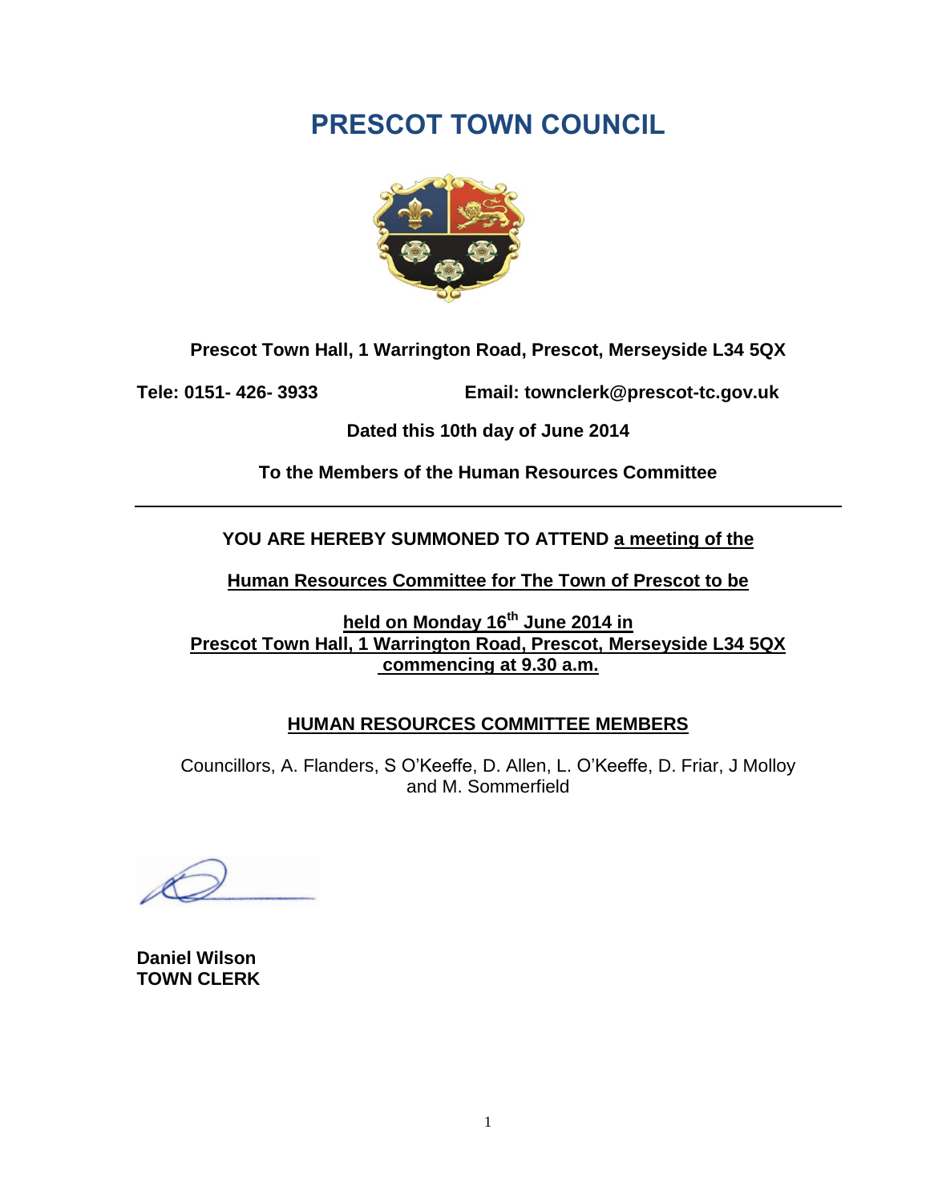# PRESCOT TOWN COUNCIL

**Prescot Town Hall, 1 Warrington Road, Prescot, Merseyside L34 5QX**

**Tele: 0151- 426- 3933** **Email: townclerk@prescot-tc.gov.uk**

**Dated this 10th day of June 2014**

**To the Members of the Human Resources Committee**

---

**YOU ARE HEREBY SUMMONED TO ATTEND a meeting of the**

**Human Resources Committee for The Town of Prescot to be**

**held on Monday 16th June 2014 in**
**Prescot Town Hall, 1 Warrington Road, Prescot, Merseyside L34 5QX**
**commencing at 9.30 a.m.**

## HUMAN RESOURCES COMMITTEE MEMBERS

Councillors, A. Flanders, S O'Keeffe, D. Allen, L. O'Keeffe, D. Friar, J Molloy and M. Sommerfield

**Daniel Wilson**
**TOWN CLERK**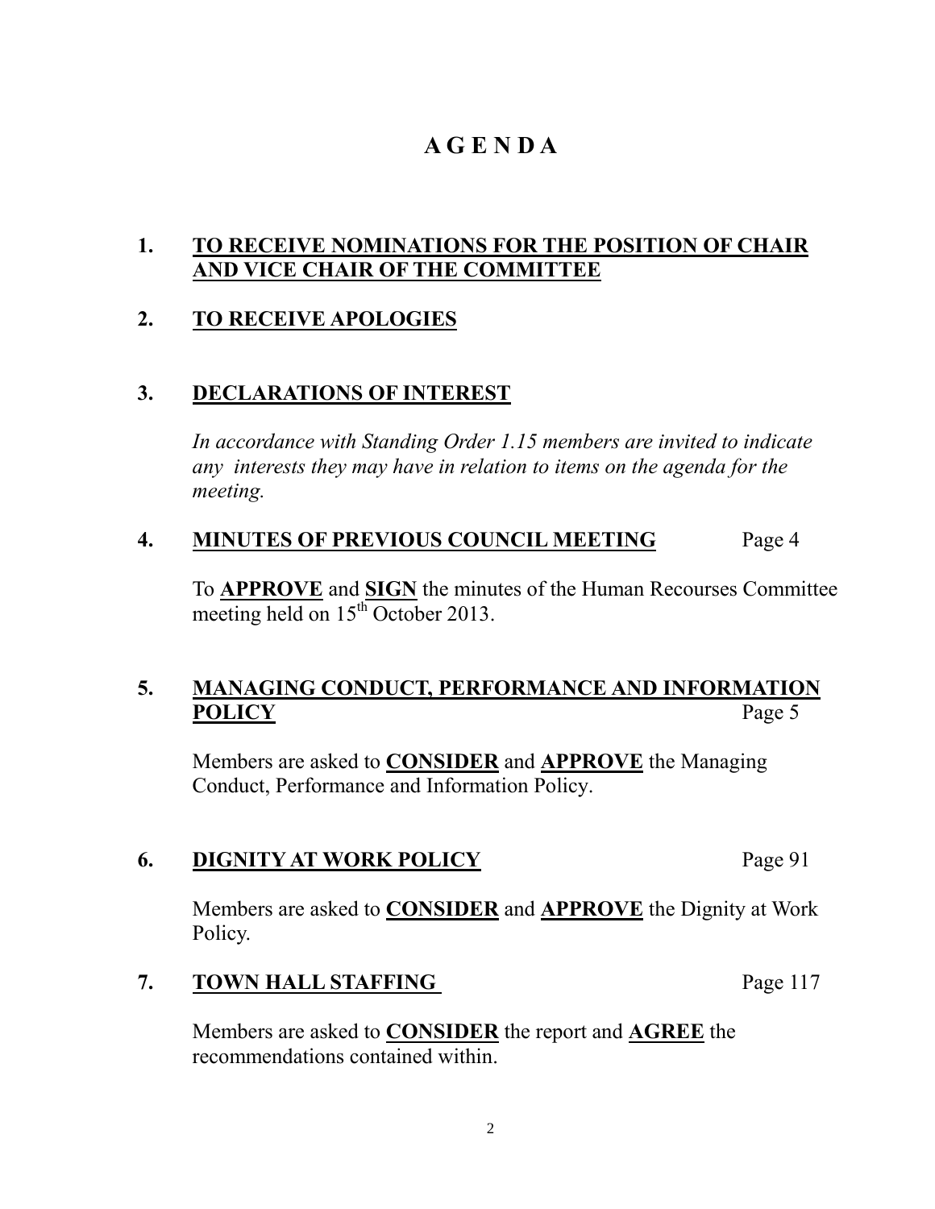# A G E N D A

**1. <u>TO RECEIVE NOMINATIONS FOR THE POSITION OF CHAIR AND VICE CHAIR OF THE COMMITTEE</u>**

**2. <u>TO RECEIVE APOLOGIES</u>**

**3. <u>DECLARATIONS OF INTEREST</u>**

*In accordance with Standing Order 1.15 members are invited to indicate any interests they may have in relation to items on the agenda for the meeting.*

**4. <u>MINUTES OF PREVIOUS COUNCIL MEETING</u>** Page 4

To **APPROVE** and **SIGN** the minutes of the Human Recourses Committee meeting held on 15th October 2013.

**5. <u>MANAGING CONDUCT, PERFORMANCE AND INFORMATION POLICY</u>** Page 5

Members are asked to **CONSIDER** and **APPROVE** the Managing Conduct, Performance and Information Policy.

**6. <u>DIGNITY AT WORK POLICY</u>** Page 91

Members are asked to **CONSIDER** and **APPROVE** the Dignity at Work Policy.

**7. <u>TOWN HALL STAFFING</u>** Page 117

Members are asked to **CONSIDER** the report and **AGREE** the recommendations contained within.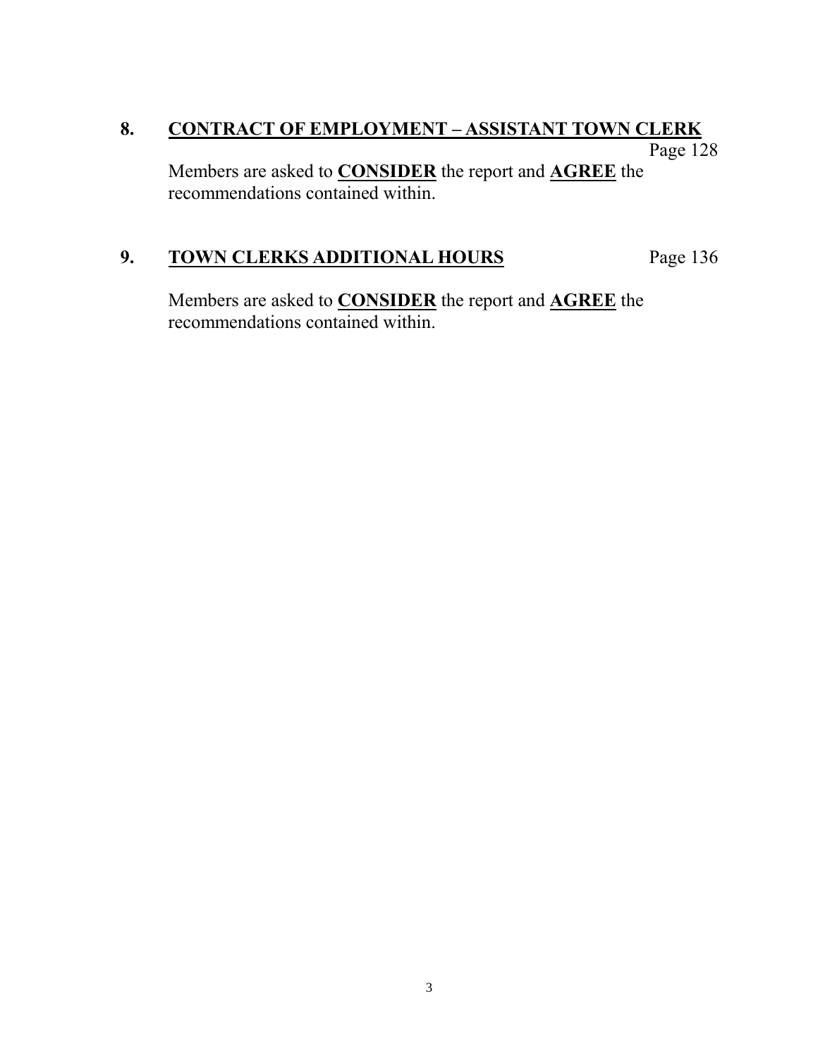**8. <u>CONTRACT OF EMPLOYMENT – ASSISTANT TOWN CLERK</u>** Page 128

Members are asked to **<u>CONSIDER</u>** the report and **<u>AGREE</u>** the recommendations contained within.

**9. <u>TOWN CLERKS ADDITIONAL HOURS</u>** Page 136

Members are asked to **<u>CONSIDER</u>** the report and **<u>AGREE</u>** the recommendations contained within.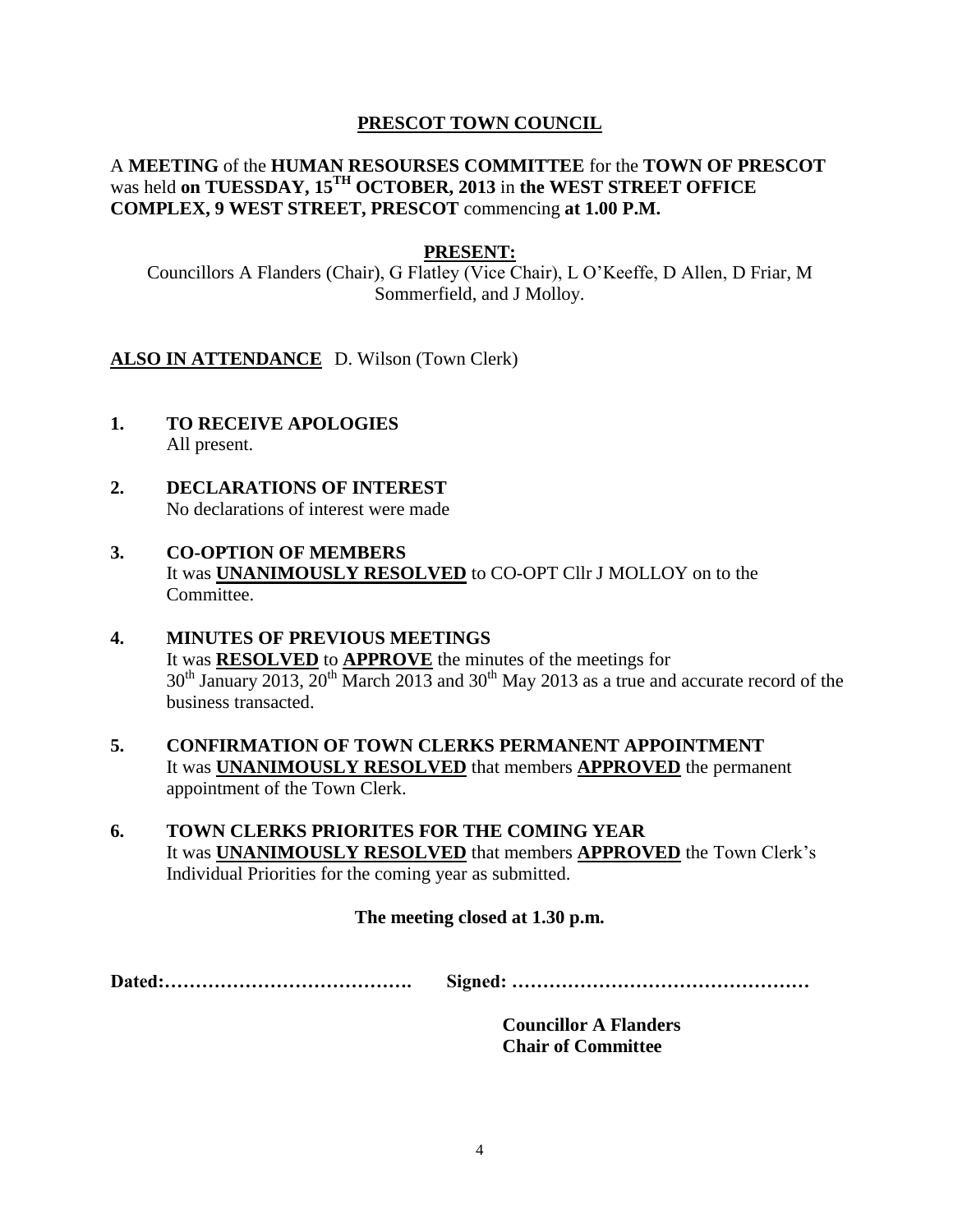# **PRESCOT TOWN COUNCIL**

A **MEETING** of the **HUMAN RESOURSES COMMITTEE** for the **TOWN OF PRESCOT** was held **on TUESSDAY, 15TH OCTOBER, 2013** in **the WEST STREET OFFICE COMPLEX, 9 WEST STREET, PRESCOT** commencing **at 1.00 P.M.**

**PRESENT:**

Councillors A Flanders (Chair), G Flatley (Vice Chair), L O'Keeffe, D Allen, D Friar, M Sommerfield, and J Molloy.

**ALSO IN ATTENDANCE** D. Wilson (Town Clerk)

**1. TO RECEIVE APOLOGIES**
All present.

**2. DECLARATIONS OF INTEREST**
No declarations of interest were made

**3. CO-OPTION OF MEMBERS**
It was **UNANIMOUSLY RESOLVED** to CO-OPT Cllr J MOLLOY on to the Committee.

**4. MINUTES OF PREVIOUS MEETINGS**
It was **RESOLVED** to **APPROVE** the minutes of the meetings for 30th January 2013, 20th March 2013 and 30th May 2013 as a true and accurate record of the business transacted.

**5. CONFIRMATION OF TOWN CLERKS PERMANENT APPOINTMENT**
It was **UNANIMOUSLY RESOLVED** that members **APPROVED** the permanent appointment of the Town Clerk.

**6. TOWN CLERKS PRIORITES FOR THE COMING YEAR**
It was **UNANIMOUSLY RESOLVED** that members **APPROVED** the Town Clerk's Individual Priorities for the coming year as submitted.

**The meeting closed at 1.30 p.m.**

**Dated:…………………………………. Signed: …………………………………………**

**Councillor A Flanders**
**Chair of Committee**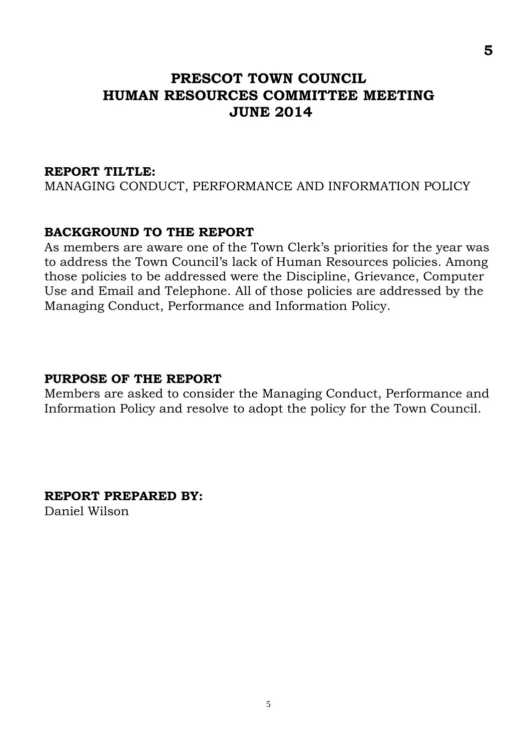# PRESCOT TOWN COUNCIL
# HUMAN RESOURCES COMMITTEE MEETING
# JUNE 2014

**REPORT TILTLE:**
MANAGING CONDUCT, PERFORMANCE AND INFORMATION POLICY

**BACKGROUND TO THE REPORT**
As members are aware one of the Town Clerk's priorities for the year was to address the Town Council's lack of Human Resources policies. Among those policies to be addressed were the Discipline, Grievance, Computer Use and Email and Telephone. All of those policies are addressed by the Managing Conduct, Performance and Information Policy.

**PURPOSE OF THE REPORT**
Members are asked to consider the Managing Conduct, Performance and Information Policy and resolve to adopt the policy for the Town Council.

**REPORT PREPARED BY:**
Daniel Wilson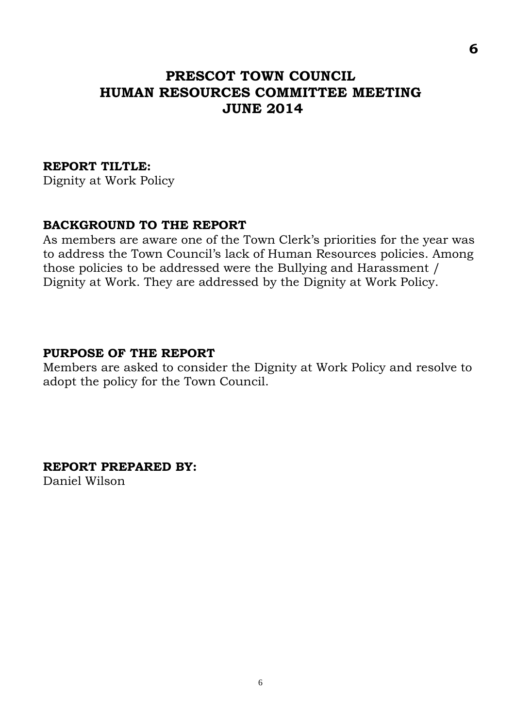# PRESCOT TOWN COUNCIL
# HUMAN RESOURCES COMMITTEE MEETING
# JUNE 2014

**REPORT TILTLE:**
Dignity at Work Policy

**BACKGROUND TO THE REPORT**
As members are aware one of the Town Clerk's priorities for the year was to address the Town Council's lack of Human Resources policies. Among those policies to be addressed were the Bullying and Harassment / Dignity at Work. They are addressed by the Dignity at Work Policy.

**PURPOSE OF THE REPORT**
Members are asked to consider the Dignity at Work Policy and resolve to adopt the policy for the Town Council.

**REPORT PREPARED BY:**
Daniel Wilson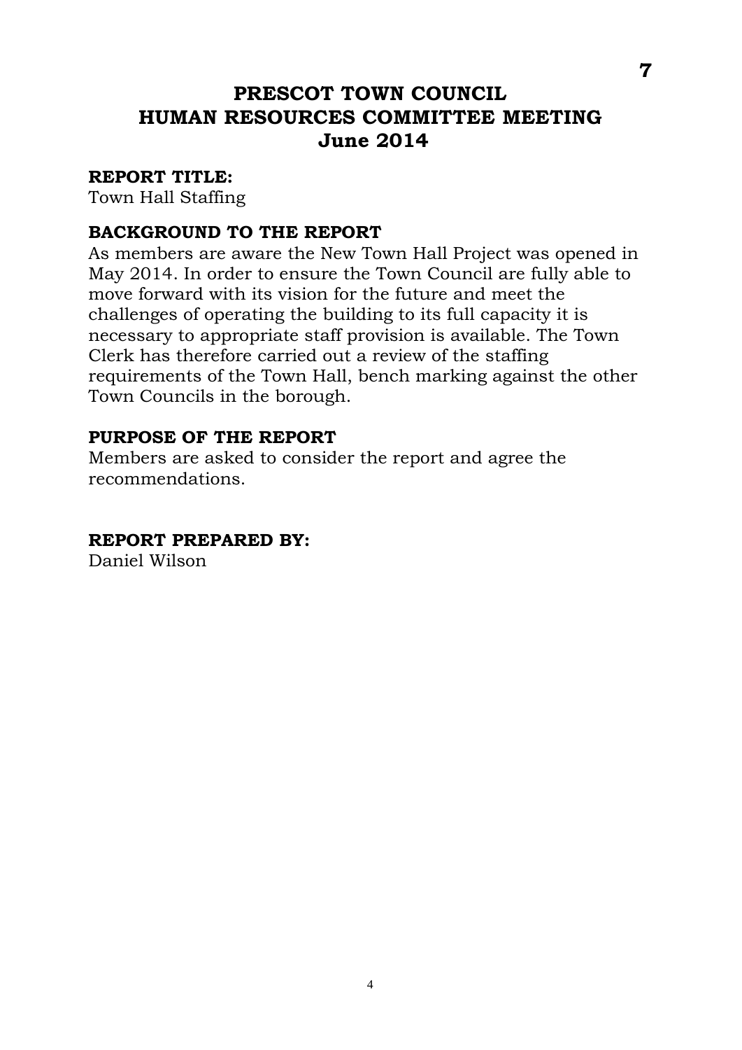# PRESCOT TOWN COUNCIL
# HUMAN RESOURCES COMMITTEE MEETING
# June 2014

**REPORT TITLE:**
Town Hall Staffing

**BACKGROUND TO THE REPORT**
As members are aware the New Town Hall Project was opened in May 2014. In order to ensure the Town Council are fully able to move forward with its vision for the future and meet the challenges of operating the building to its full capacity it is necessary to appropriate staff provision is available. The Town Clerk has therefore carried out a review of the staffing requirements of the Town Hall, bench marking against the other Town Councils in the borough.

**PURPOSE OF THE REPORT**
Members are asked to consider the report and agree the recommendations.

**REPORT PREPARED BY:**
Daniel Wilson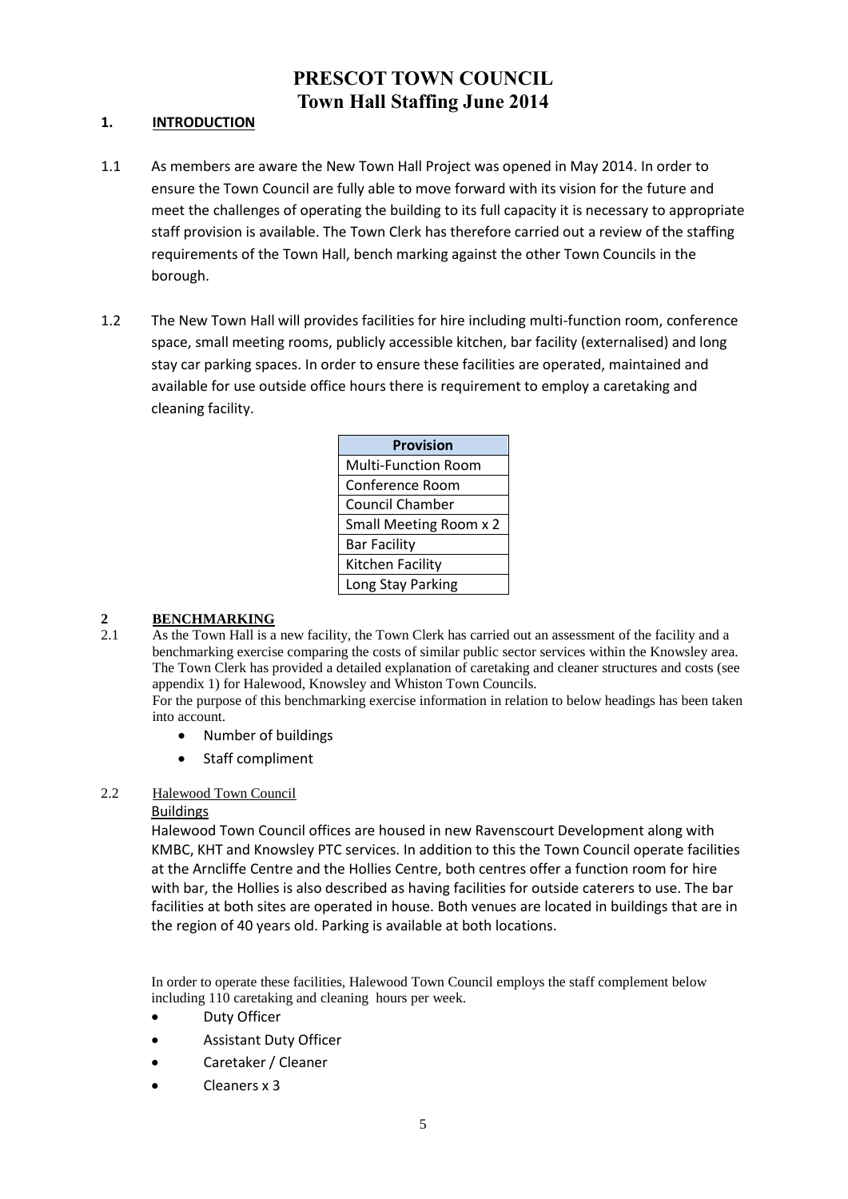# PRESCOT TOWN COUNCIL
## Town Hall Staffing June 2014

### 1. INTRODUCTION

1.1 As members are aware the New Town Hall Project was opened in May 2014. In order to ensure the Town Council are fully able to move forward with its vision for the future and meet the challenges of operating the building to its full capacity it is necessary to appropriate staff provision is available. The Town Clerk has therefore carried out a review of the staffing requirements of the Town Hall, bench marking against the other Town Councils in the borough.

1.2 The New Town Hall will provides facilities for hire including multi-function room, conference space, small meeting rooms, publicly accessible kitchen, bar facility (externalised) and long stay car parking spaces. In order to ensure these facilities are operated, maintained and available for use outside office hours there is requirement to employ a caretaking and cleaning facility.

| Provision |
| --- |
| Multi-Function Room |
| Conference Room |
| Council Chamber |
| Small Meeting Room x 2 |
| Bar Facility |
| Kitchen Facility |
| Long Stay Parking |

### 2 BENCHMARKING

2.1 As the Town Hall is a new facility, the Town Clerk has carried out an assessment of the facility and a benchmarking exercise comparing the costs of similar public sector services within the Knowsley area. The Town Clerk has provided a detailed explanation of caretaking and cleaner structures and costs (see appendix 1) for Halewood, Knowsley and Whiston Town Councils.
For the purpose of this benchmarking exercise information in relation to below headings has been taken into account.

- Number of buildings
- Staff compliment

2.2 Halewood Town Council

Buildings

Halewood Town Council offices are housed in new Ravenscourt Development along with KMBC, KHT and Knowsley PTC services. In addition to this the Town Council operate facilities at the Arncliffe Centre and the Hollies Centre, both centres offer a function room for hire with bar, the Hollies is also described as having facilities for outside caterers to use. The bar facilities at both sites are operated in house. Both venues are located in buildings that are in the region of 40 years old. Parking is available at both locations.

In order to operate these facilities, Halewood Town Council employs the staff complement below including 110 caretaking and cleaning hours per week.

- Duty Officer
- Assistant Duty Officer
- Caretaker / Cleaner
- Cleaners x 3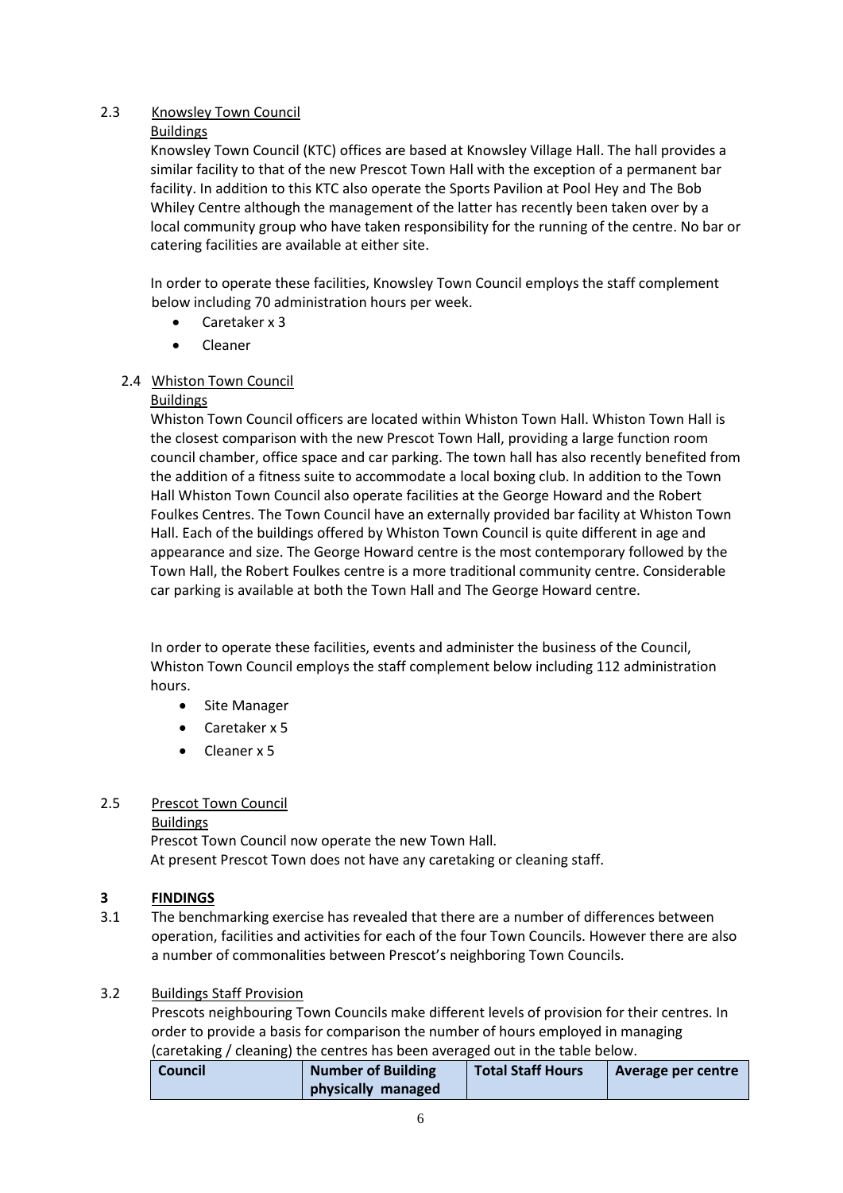### 2.3 Knowsley Town Council

Buildings

Knowsley Town Council (KTC) offices are based at Knowsley Village Hall. The hall provides a similar facility to that of the new Prescot Town Hall with the exception of a permanent bar facility. In addition to this KTC also operate the Sports Pavilion at Pool Hey and The Bob Whiley Centre although the management of the latter has recently been taken over by a local community group who have taken responsibility for the running of the centre. No bar or catering facilities are available at either site.

In order to operate these facilities, Knowsley Town Council employs the staff complement below including 70 administration hours per week.

- Caretaker x 3
- Cleaner

### 2.4 Whiston Town Council

Buildings

Whiston Town Council officers are located within Whiston Town Hall. Whiston Town Hall is the closest comparison with the new Prescot Town Hall, providing a large function room council chamber, office space and car parking. The town hall has also recently benefited from the addition of a fitness suite to accommodate a local boxing club. In addition to the Town Hall Whiston Town Council also operate facilities at the George Howard and the Robert Foulkes Centres. The Town Council have an externally provided bar facility at Whiston Town Hall. Each of the buildings offered by Whiston Town Council is quite different in age and appearance and size. The George Howard centre is the most contemporary followed by the Town Hall, the Robert Foulkes centre is a more traditional community centre. Considerable car parking is available at both the Town Hall and The George Howard centre.

In order to operate these facilities, events and administer the business of the Council, Whiston Town Council employs the staff complement below including 112 administration hours.

- Site Manager
- Caretaker x 5
- Cleaner x 5

### 2.5 Prescot Town Council

Buildings

Prescot Town Council now operate the new Town Hall.
At present Prescot Town does not have any caretaking or cleaning staff.

## 3 FINDINGS

3.1 The benchmarking exercise has revealed that there are a number of differences between operation, facilities and activities for each of the four Town Councils. However there are also a number of commonalities between Prescot's neighboring Town Councils.

### 3.2 Buildings Staff Provision

Prescots neighbouring Town Councils make different levels of provision for their centres. In order to provide a basis for comparison the number of hours employed in managing (caretaking / cleaning) the centres has been averaged out in the table below.

| Council | Number of Building physically managed | Total Staff Hours | Average per centre |
|---|---|---|---|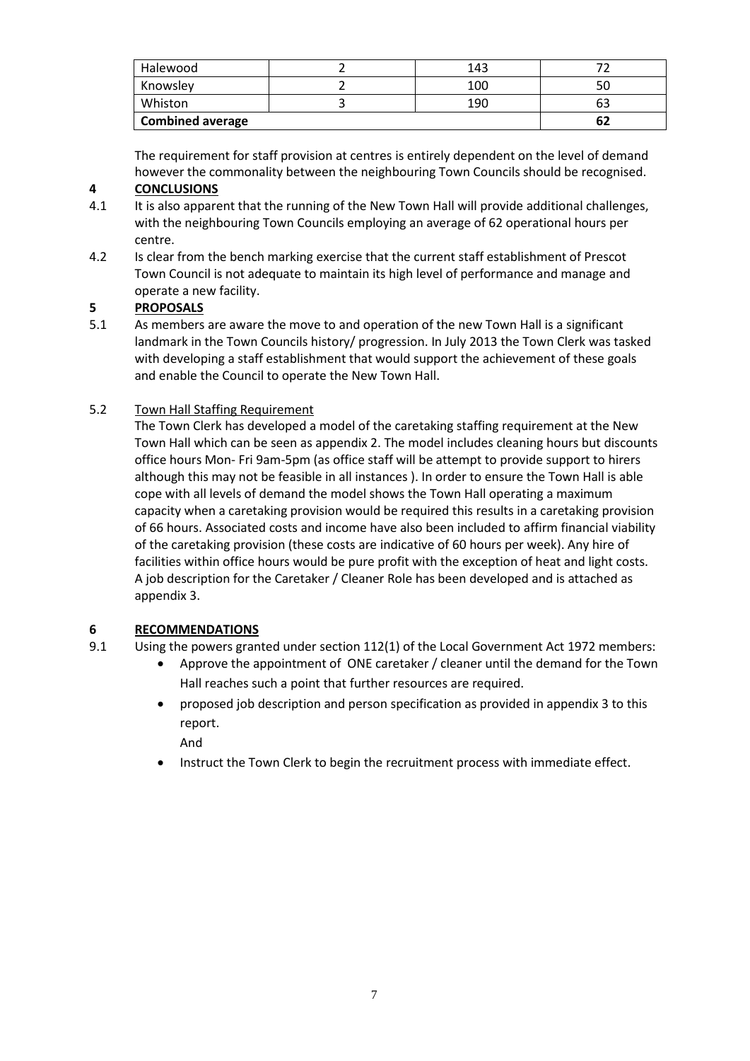| Halewood | 2 | 143 | 72 |
|---|---|---|---|
| Knowsley | 2 | 100 | 50 |
| Whiston | 3 | 190 | 63 |
| **Combined average** | | | **62** |

The requirement for staff provision at centres is entirely dependent on the level of demand however the commonality between the neighbouring Town Councils should be recognised.

## 4 CONCLUSIONS

4.1 It is also apparent that the running of the New Town Hall will provide additional challenges, with the neighbouring Town Councils employing an average of 62 operational hours per centre.

4.2 Is clear from the bench marking exercise that the current staff establishment of Prescot Town Council is not adequate to maintain its high level of performance and manage and operate a new facility.

## 5 PROPOSALS

5.1 As members are aware the move to and operation of the new Town Hall is a significant landmark in the Town Councils history/ progression. In July 2013 the Town Clerk was tasked with developing a staff establishment that would support the achievement of these goals and enable the Council to operate the New Town Hall.

5.2 Town Hall Staffing Requirement

The Town Clerk has developed a model of the caretaking staffing requirement at the New Town Hall which can be seen as appendix 2. The model includes cleaning hours but discounts office hours Mon- Fri 9am-5pm (as office staff will be attempt to provide support to hirers although this may not be feasible in all instances ). In order to ensure the Town Hall is able cope with all levels of demand the model shows the Town Hall operating a maximum capacity when a caretaking provision would be required this results in a caretaking provision of 66 hours. Associated costs and income have also been included to affirm financial viability of the caretaking provision (these costs are indicative of 60 hours per week). Any hire of facilities within office hours would be pure profit with the exception of heat and light costs. A job description for the Caretaker / Cleaner Role has been developed and is attached as appendix 3.

## 6 RECOMMENDATIONS

9.1 Using the powers granted under section 112(1) of the Local Government Act 1972 members:

- Approve the appointment of ONE caretaker / cleaner until the demand for the Town Hall reaches such a point that further resources are required.
- proposed job description and person specification as provided in appendix 3 to this report.

  And
- Instruct the Town Clerk to begin the recruitment process with immediate effect.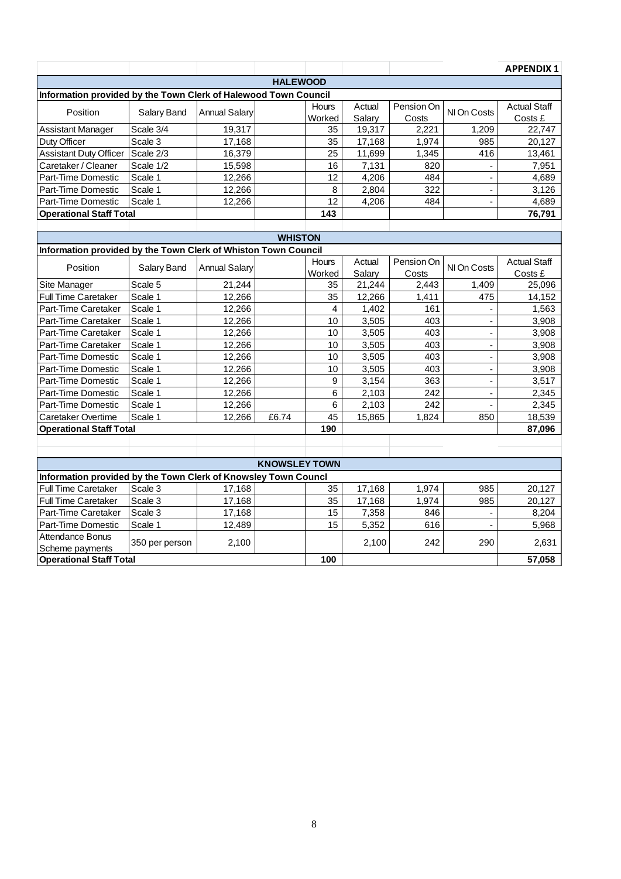**APPENDIX 1**

## HALEWOOD

**Information provided by the Town Clerk of Halewood Town Council**

| Position | Salary Band | Annual Salary | | Hours Worked | Actual Salary | Pension On Costs | NI On Costs | Actual Staff Costs £ |
|---|---|---|---|---|---|---|---|---|
| Assistant Manager | Scale 3/4 | 19,317 | | 35 | 19,317 | 2,221 | 1,209 | 22,747 |
| Duty Officer | Scale 3 | 17,168 | | 35 | 17,168 | 1,974 | 985 | 20,127 |
| Assistant Duty Officer | Scale 2/3 | 16,379 | | 25 | 11,699 | 1,345 | 416 | 13,461 |
| Caretaker / Cleaner | Scale 1/2 | 15,598 | | 16 | 7,131 | 820 | - | 7,951 |
| Part-Time Domestic | Scale 1 | 12,266 | | 12 | 4,206 | 484 | - | 4,689 |
| Part-Time Domestic | Scale 1 | 12,266 | | 8 | 2,804 | 322 | - | 3,126 |
| Part-Time Domestic | Scale 1 | 12,266 | | 12 | 4,206 | 484 | - | 4,689 |
| **Operational Staff Total** | | | | **143** | | | | **76,791** |

## WHISTON

**Information provided by the Town Clerk of Whiston Town Council**

| Position | Salary Band | Annual Salary | | Hours Worked | Actual Salary | Pension On Costs | NI On Costs | Actual Staff Costs £ |
|---|---|---|---|---|---|---|---|---|
| Site Manager | Scale 5 | 21,244 | | 35 | 21,244 | 2,443 | 1,409 | 25,096 |
| Full Time Caretaker | Scale 1 | 12,266 | | 35 | 12,266 | 1,411 | 475 | 14,152 |
| Part-Time Caretaker | Scale 1 | 12,266 | | 4 | 1,402 | 161 | - | 1,563 |
| Part-Time Caretaker | Scale 1 | 12,266 | | 10 | 3,505 | 403 | - | 3,908 |
| Part-Time Caretaker | Scale 1 | 12,266 | | 10 | 3,505 | 403 | - | 3,908 |
| Part-Time Caretaker | Scale 1 | 12,266 | | 10 | 3,505 | 403 | - | 3,908 |
| Part-Time Domestic | Scale 1 | 12,266 | | 10 | 3,505 | 403 | - | 3,908 |
| Part-Time Domestic | Scale 1 | 12,266 | | 10 | 3,505 | 403 | - | 3,908 |
| Part-Time Domestic | Scale 1 | 12,266 | | 9 | 3,154 | 363 | - | 3,517 |
| Part-Time Domestic | Scale 1 | 12,266 | | 6 | 2,103 | 242 | - | 2,345 |
| Part-Time Domestic | Scale 1 | 12,266 | | 6 | 2,103 | 242 | - | 2,345 |
| Caretaker Overtime | Scale 1 | 12,266 | £6.74 | 45 | 15,865 | 1,824 | 850 | 18,539 |
| **Operational Staff Total** | | | | **190** | | | | **87,096** |

## KNOWSLEY TOWN

**Information provided by the Town Clerk of Knowsley Town Councl**

| Position | Salary Band | Annual Salary | | Hours Worked | Actual Salary | Pension On Costs | NI On Costs | Actual Staff Costs £ |
|---|---|---|---|---|---|---|---|---|
| Full Time Caretaker | Scale 3 | 17,168 | | 35 | 17,168 | 1,974 | 985 | 20,127 |
| Full Time Caretaker | Scale 3 | 17,168 | | 35 | 17,168 | 1,974 | 985 | 20,127 |
| Part-Time Caretaker | Scale 3 | 17,168 | | 15 | 7,358 | 846 | - | 8,204 |
| Part-Time Domestic | Scale 1 | 12,489 | | 15 | 5,352 | 616 | - | 5,968 |
| Attendance Bonus Scheme payments | 350 per person | 2,100 | | | 2,100 | 242 | 290 | 2,631 |
| **Operational Staff Total** | | | | **100** | | | | **57,058** |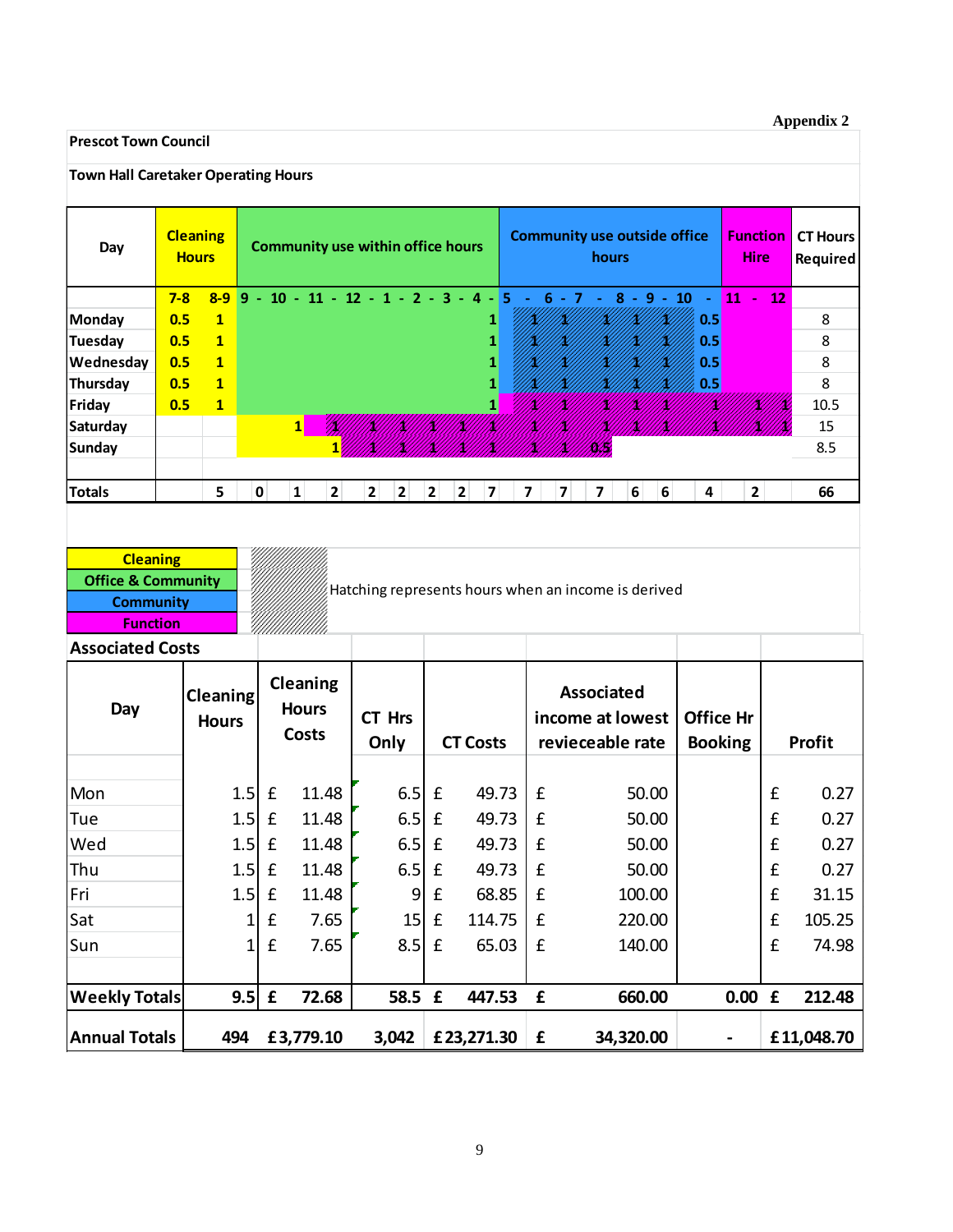Appendix 2

**Prescot Town Council**

**Town Hall Caretaker Operating Hours**

| Day | Cleaning Hours | | Community use within office hours | | | | | | | | Community use outside office hours | | | | | | Function Hire | | CT Hours Required |
|---|---|---|---|---|---|---|---|---|---|---|---|---|---|---|---|---|---|---|---|
| | 7-8 | 8-9 | 9 - | 10 - | 11 - | 12 - | 1 - | 2 - | 3 - | 4 - | 5 - | 6 - | 7 - | 8 - | 9 - | 10 - | 11 - | 12 | |
| Monday | 0.5 | 1 | | | | | | | | 1 | 1 | 1 | 1 | 1 | 1 | 0.5 | | | 8 |
| Tuesday | 0.5 | 1 | | | | | | | | 1 | 1 | 1 | 1 | 1 | 1 | 0.5 | | | 8 |
| Wednesday | 0.5 | 1 | | | | | | | | 1 | 1 | 1 | 1 | 1 | 1 | 0.5 | | | 8 |
| Thursday | 0.5 | 1 | | | | | | | | 1 | 1 | 1 | 1 | 1 | 1 | 0.5 | | | 8 |
| Friday | 0.5 | 1 | | | | | | | | 1 | 1 | 1 | 1 | 1 | 1 | 1 | 1 | 1 | 10.5 |
| Saturday | | | | 1 | 1 | 1 | 1 | 1 | 1 | 1 | 1 | 1 | 1 | 1 | 1 | 1 | 1 | 1 | 15 |
| Sunday | | | | | 1 | 1 | 1 | 1 | 1 | 1 | 1 | 1 | 0.5 | | | | | | 8.5 |
| Totals | | 5 | 0 | 1 | 2 | 2 | 2 | 2 | 2 | 7 | 7 | 7 | 7 | 6 | 6 | 4 | 2 | | 66 |

Key:
- Cleaning
- Office & Community
- Community
- Function

Hatching represents hours when an income is derived

**Associated Costs**

| Day | Cleaning Hours | Cleaning Hours Costs | CT Hrs Only | CT Costs | Associated income at lowest revieceable rate | Office Hr Booking | Profit |
|---|---|---|---|---|---|---|---|
| Mon | 1.5 | £ 11.48 | 6.5 | £ 49.73 | £ 50.00 | | £ 0.27 |
| Tue | 1.5 | £ 11.48 | 6.5 | £ 49.73 | £ 50.00 | | £ 0.27 |
| Wed | 1.5 | £ 11.48 | 6.5 | £ 49.73 | £ 50.00 | | £ 0.27 |
| Thu | 1.5 | £ 11.48 | 6.5 | £ 49.73 | £ 50.00 | | £ 0.27 |
| Fri | 1.5 | £ 11.48 | 9 | £ 68.85 | £ 100.00 | | £ 31.15 |
| Sat | 1 | £ 7.65 | 15 | £ 114.75 | £ 220.00 | | £ 105.25 |
| Sun | 1 | £ 7.65 | 8.5 | £ 65.03 | £ 140.00 | | £ 74.98 |
| **Weekly Totals** | **9.5** | **£ 72.68** | **58.5** | **£ 447.53** | **£ 660.00** | **0.00** | **£ 212.48** |
| **Annual Totals** | **494** | **£3,779.10** | **3,042** | **£23,271.30** | **£ 34,320.00** | **-** | **£11,048.70** |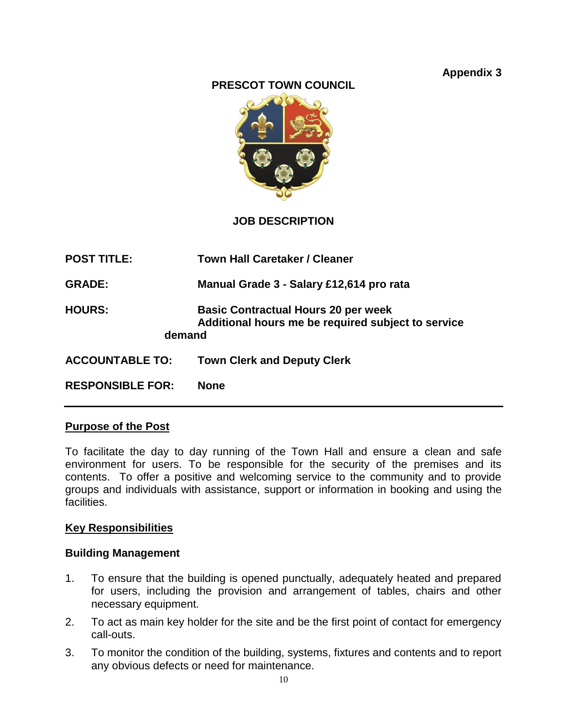**Appendix 3**

**PRESCOT TOWN COUNCIL**

**JOB DESCRIPTION**

| | |
|---|---|
| **POST TITLE:** | **Town Hall Caretaker / Cleaner** |
| **GRADE:** | **Manual Grade 3 - Salary £12,614 pro rata** |
| **HOURS:** | **Basic Contractual Hours 20 per week**<br>**Additional hours me be required subject to service demand** |
| **ACCOUNTABLE TO:** | **Town Clerk and Deputy Clerk** |
| **RESPONSIBLE FOR:** | **None** |

---

## Purpose of the Post

To facilitate the day to day running of the Town Hall and ensure a clean and safe environment for users. To be responsible for the security of the premises and its contents. To offer a positive and welcoming service to the community and to provide groups and individuals with assistance, support or information in booking and using the facilities.

## Key Responsibilities

### Building Management

1. To ensure that the building is opened punctually, adequately heated and prepared for users, including the provision and arrangement of tables, chairs and other necessary equipment.
2. To act as main key holder for the site and be the first point of contact for emergency call-outs.
3. To monitor the condition of the building, systems, fixtures and contents and to report any obvious defects or need for maintenance.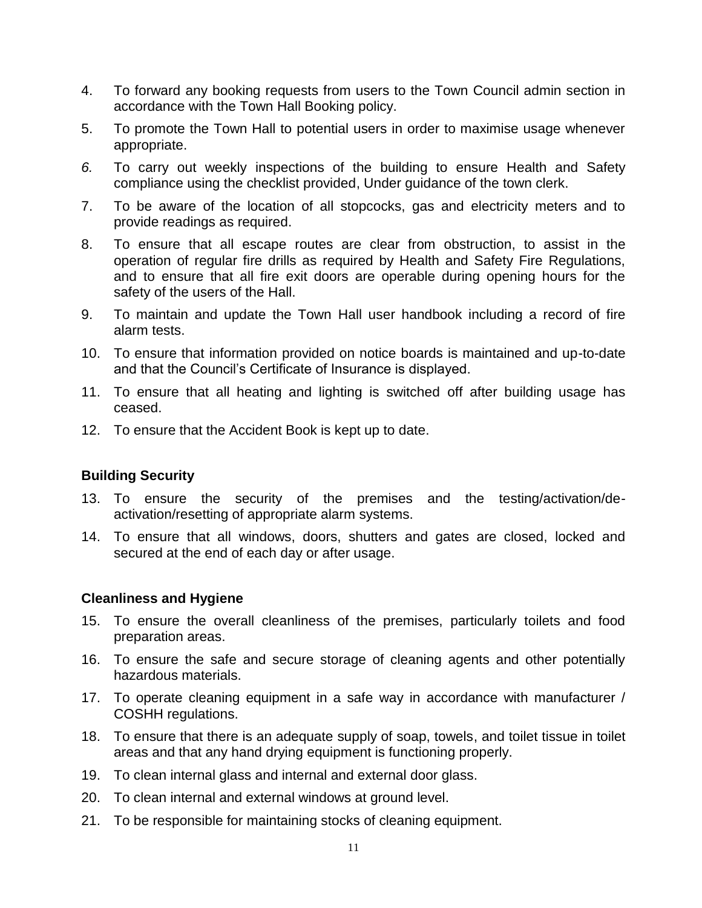4. To forward any booking requests from users to the Town Council admin section in accordance with the Town Hall Booking policy.
5. To promote the Town Hall to potential users in order to maximise usage whenever appropriate.
6. To carry out weekly inspections of the building to ensure Health and Safety compliance using the checklist provided, Under guidance of the town clerk.
7. To be aware of the location of all stopcocks, gas and electricity meters and to provide readings as required.
8. To ensure that all escape routes are clear from obstruction, to assist in the operation of regular fire drills as required by Health and Safety Fire Regulations, and to ensure that all fire exit doors are operable during opening hours for the safety of the users of the Hall.
9. To maintain and update the Town Hall user handbook including a record of fire alarm tests.
10. To ensure that information provided on notice boards is maintained and up-to-date and that the Council's Certificate of Insurance is displayed.
11. To ensure that all heating and lighting is switched off after building usage has ceased.
12. To ensure that the Accident Book is kept up to date.

**Building Security**

13. To ensure the security of the premises and the testing/activation/de-activation/resetting of appropriate alarm systems.
14. To ensure that all windows, doors, shutters and gates are closed, locked and secured at the end of each day or after usage.

**Cleanliness and Hygiene**

15. To ensure the overall cleanliness of the premises, particularly toilets and food preparation areas.
16. To ensure the safe and secure storage of cleaning agents and other potentially hazardous materials.
17. To operate cleaning equipment in a safe way in accordance with manufacturer / COSHH regulations.
18. To ensure that there is an adequate supply of soap, towels, and toilet tissue in toilet areas and that any hand drying equipment is functioning properly.
19. To clean internal glass and internal and external door glass.
20. To clean internal and external windows at ground level.
21. To be responsible for maintaining stocks of cleaning equipment.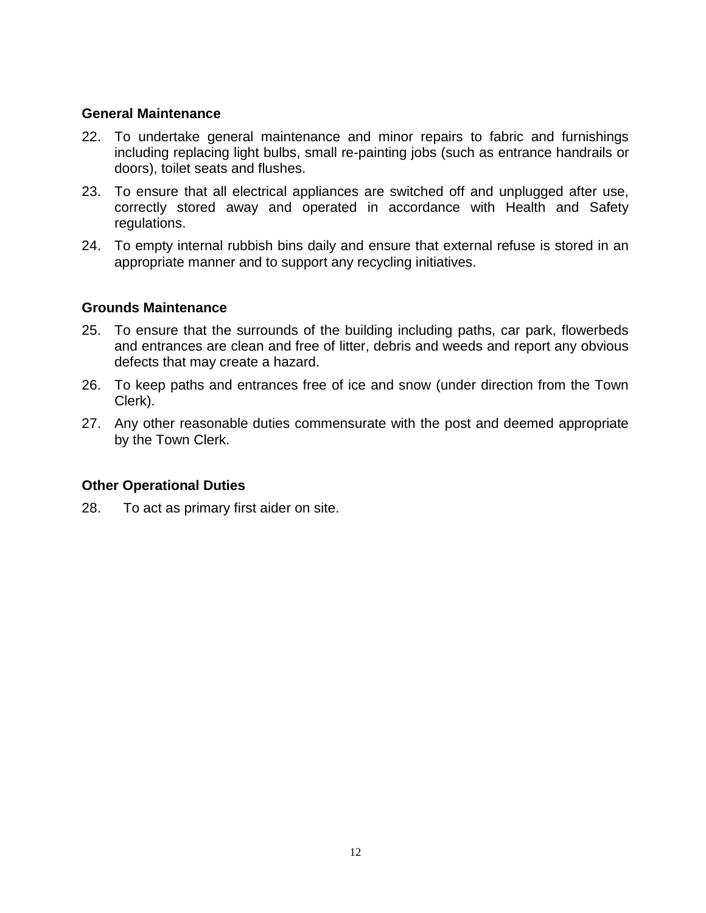**General Maintenance**

22. To undertake general maintenance and minor repairs to fabric and furnishings including replacing light bulbs, small re-painting jobs (such as entrance handrails or doors), toilet seats and flushes.
23. To ensure that all electrical appliances are switched off and unplugged after use, correctly stored away and operated in accordance with Health and Safety regulations.
24. To empty internal rubbish bins daily and ensure that external refuse is stored in an appropriate manner and to support any recycling initiatives.

**Grounds Maintenance**

25. To ensure that the surrounds of the building including paths, car park, flowerbeds and entrances are clean and free of litter, debris and weeds and report any obvious defects that may create a hazard.
26. To keep paths and entrances free of ice and snow (under direction from the Town Clerk).
27. Any other reasonable duties commensurate with the post and deemed appropriate by the Town Clerk.

**Other Operational Duties**

28. To act as primary first aider on site.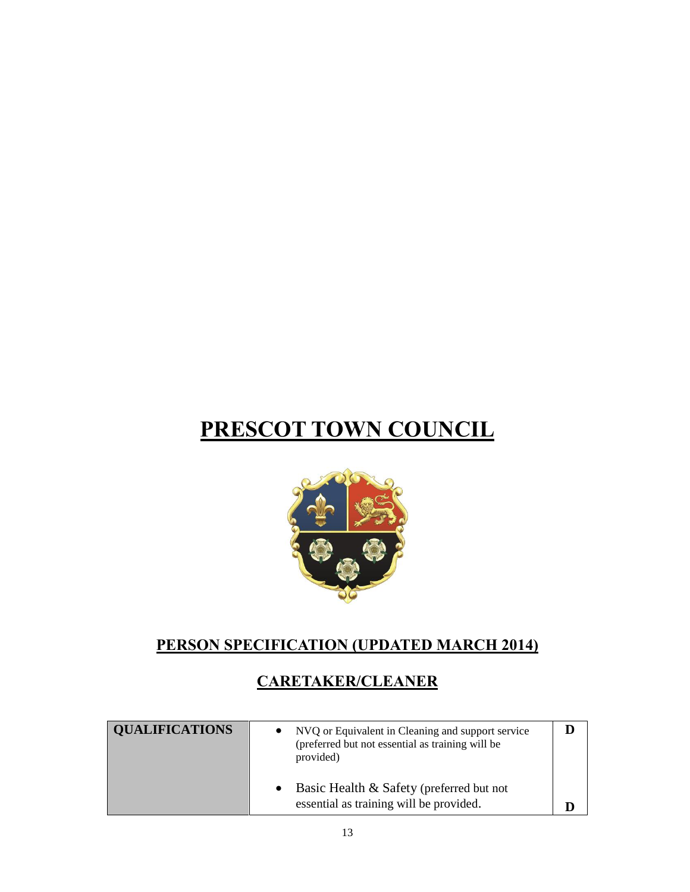# PRESCOT TOWN COUNCIL

## PERSON SPECIFICATION (UPDATED MARCH 2014)

## CARETAKER/CLEANER

| QUALIFICATIONS | | |
|---|---|---|
| | • NVQ or Equivalent in Cleaning and support service (preferred but not essential as training will be provided) | D |
| | • Basic Health & Safety (preferred but not essential as training will be provided. | D |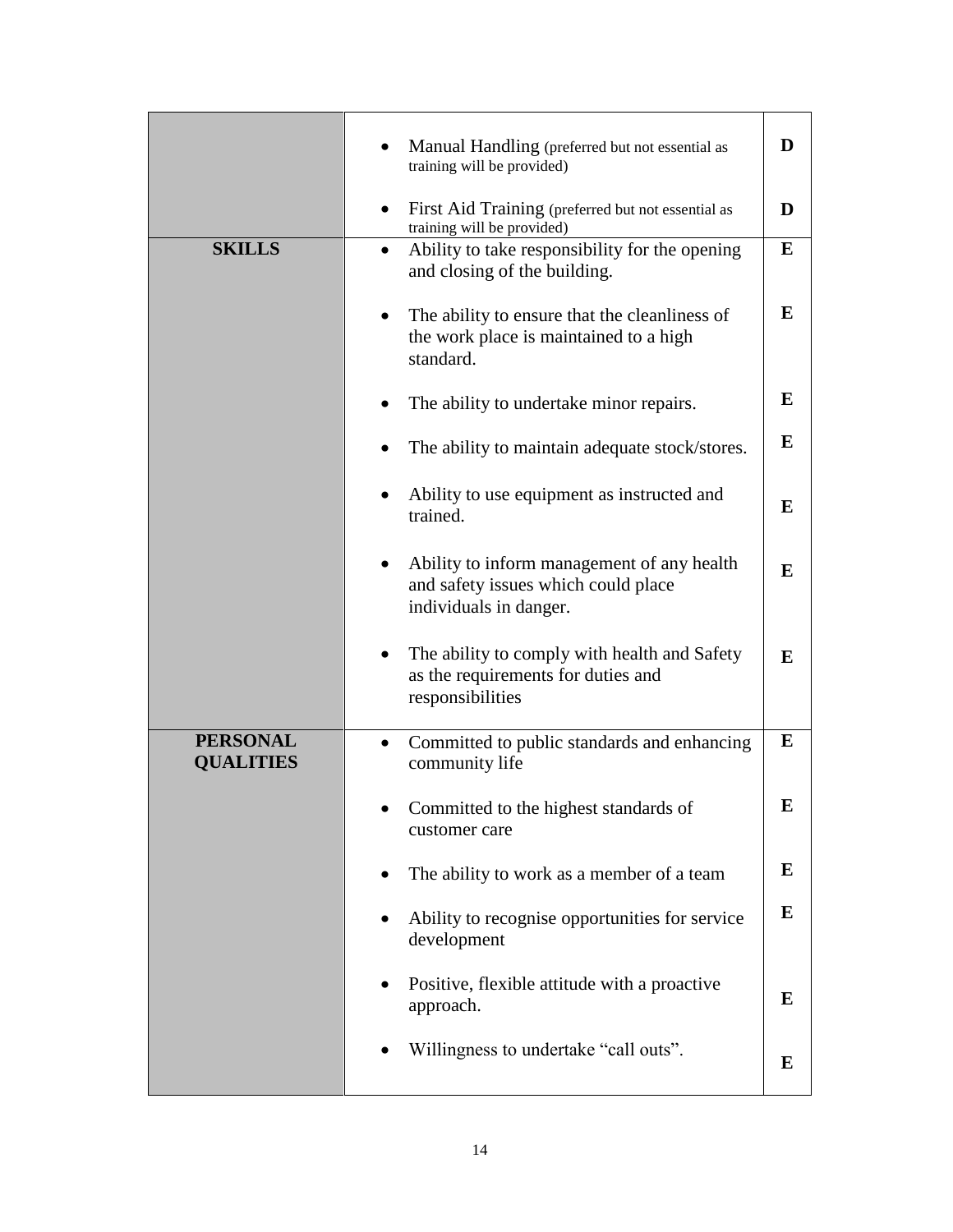| | | |
|---|---|---|
| | • Manual Handling (preferred but not essential as training will be provided) | D |
| | • First Aid Training (preferred but not essential as training will be provided) | D |
| **SKILLS** | • Ability to take responsibility for the opening and closing of the building. | E |
| | • The ability to ensure that the cleanliness of the work place is maintained to a high standard. | E |
| | • The ability to undertake minor repairs. | E |
| | • The ability to maintain adequate stock/stores. | E |
| | • Ability to use equipment as instructed and trained. | E |
| | • Ability to inform management of any health and safety issues which could place individuals in danger. | E |
| | • The ability to comply with health and Safety as the requirements for duties and responsibilities | E |
| **PERSONAL QUALITIES** | • Committed to public standards and enhancing community life | E |
| | • Committed to the highest standards of customer care | E |
| | • The ability to work as a member of a team | E |
| | • Ability to recognise opportunities for service development | E |
| | • Positive, flexible attitude with a proactive approach. | E |
| | • Willingness to undertake "call outs". | E |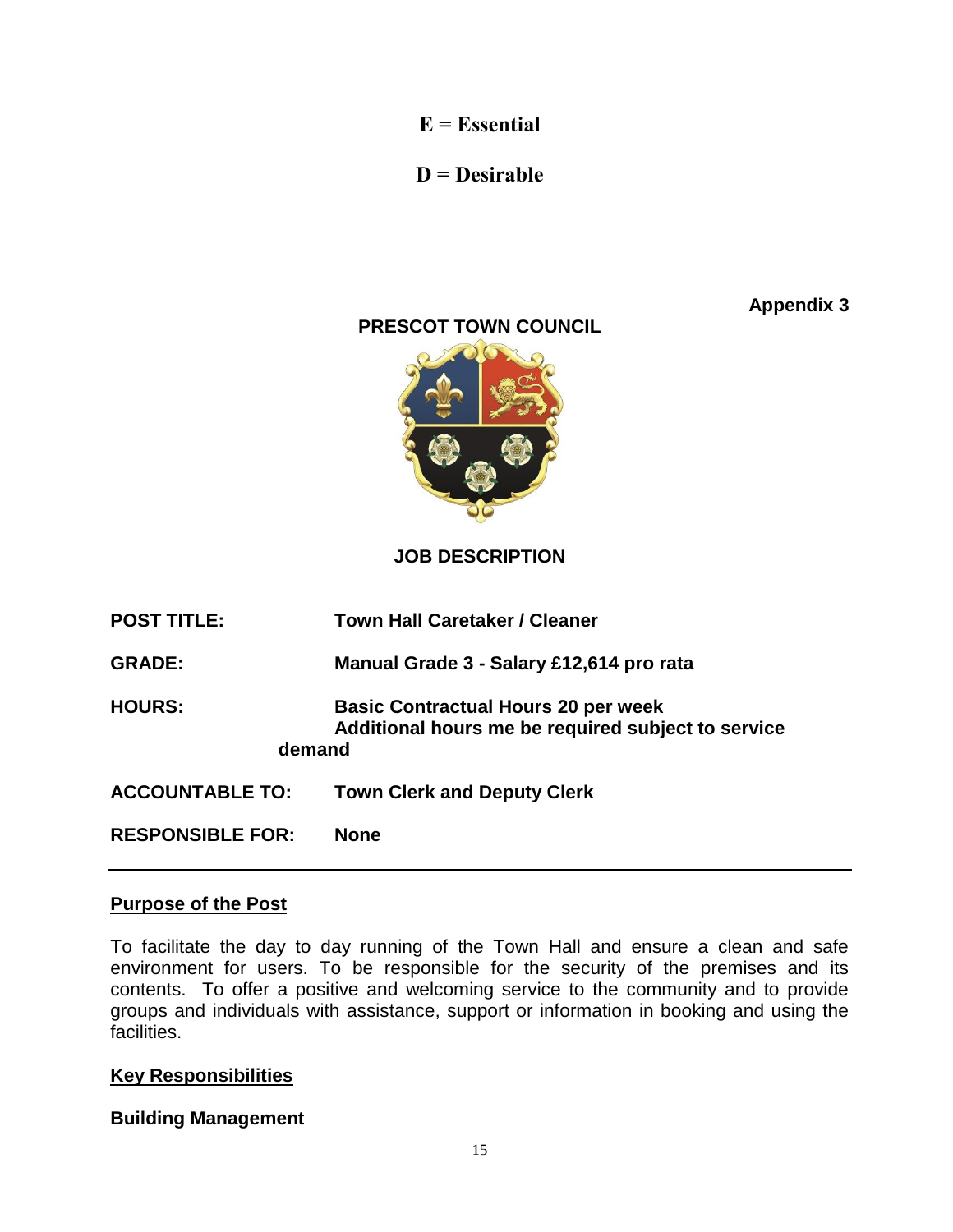**E = Essential**

**D = Desirable**

**Appendix 3**

**PRESCOT TOWN COUNCIL**

**JOB DESCRIPTION**

| | |
|---|---|
| **POST TITLE:** | **Town Hall Caretaker / Cleaner** |
| **GRADE:** | **Manual Grade 3 - Salary £12,614 pro rata** |
| **HOURS:** | **Basic Contractual Hours 20 per week**<br>**Additional hours me be required subject to service demand** |
| **ACCOUNTABLE TO:** | **Town Clerk and Deputy Clerk** |
| **RESPONSIBLE FOR:** | **None** |

---

## Purpose of the Post

To facilitate the day to day running of the Town Hall and ensure a clean and safe environment for users. To be responsible for the security of the premises and its contents. To offer a positive and welcoming service to the community and to provide groups and individuals with assistance, support or information in booking and using the facilities.

## Key Responsibilities

### Building Management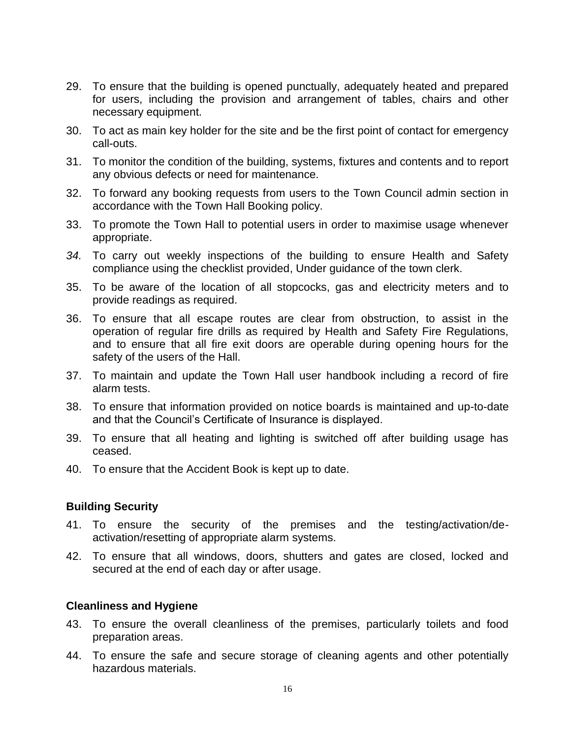29. To ensure that the building is opened punctually, adequately heated and prepared for users, including the provision and arrangement of tables, chairs and other necessary equipment.
30. To act as main key holder for the site and be the first point of contact for emergency call-outs.
31. To monitor the condition of the building, systems, fixtures and contents and to report any obvious defects or need for maintenance.
32. To forward any booking requests from users to the Town Council admin section in accordance with the Town Hall Booking policy.
33. To promote the Town Hall to potential users in order to maximise usage whenever appropriate.
34. To carry out weekly inspections of the building to ensure Health and Safety compliance using the checklist provided, Under guidance of the town clerk.
35. To be aware of the location of all stopcocks, gas and electricity meters and to provide readings as required.
36. To ensure that all escape routes are clear from obstruction, to assist in the operation of regular fire drills as required by Health and Safety Fire Regulations, and to ensure that all fire exit doors are operable during opening hours for the safety of the users of the Hall.
37. To maintain and update the Town Hall user handbook including a record of fire alarm tests.
38. To ensure that information provided on notice boards is maintained and up-to-date and that the Council's Certificate of Insurance is displayed.
39. To ensure that all heating and lighting is switched off after building usage has ceased.
40. To ensure that the Accident Book is kept up to date.

**Building Security**

41. To ensure the security of the premises and the testing/activation/de-activation/resetting of appropriate alarm systems.
42. To ensure that all windows, doors, shutters and gates are closed, locked and secured at the end of each day or after usage.

**Cleanliness and Hygiene**

43. To ensure the overall cleanliness of the premises, particularly toilets and food preparation areas.
44. To ensure the safe and secure storage of cleaning agents and other potentially hazardous materials.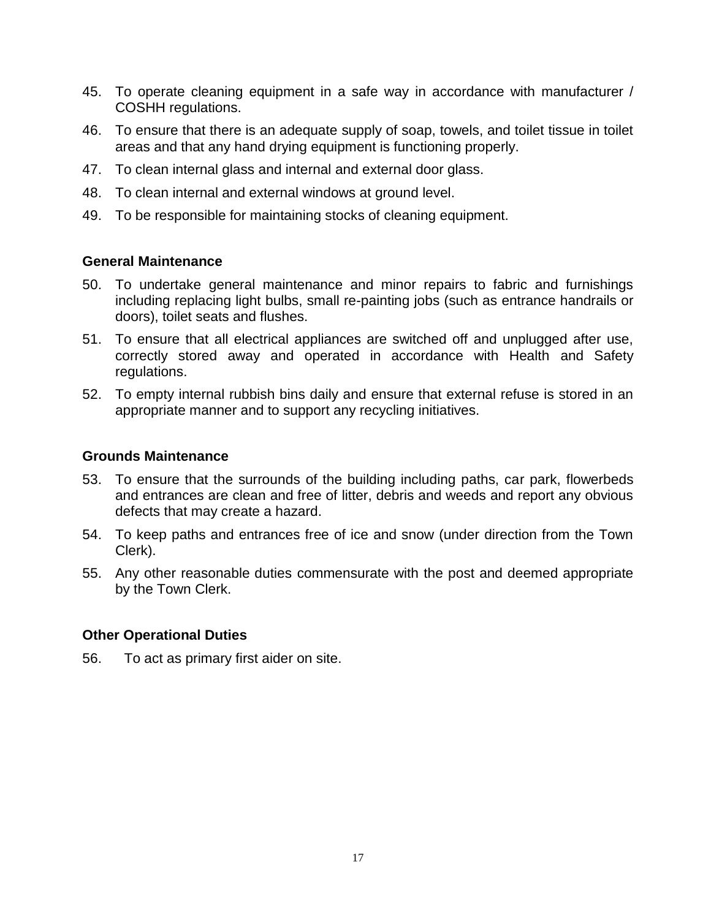45. To operate cleaning equipment in a safe way in accordance with manufacturer / COSHH regulations.
46. To ensure that there is an adequate supply of soap, towels, and toilet tissue in toilet areas and that any hand drying equipment is functioning properly.
47. To clean internal glass and internal and external door glass.
48. To clean internal and external windows at ground level.
49. To be responsible for maintaining stocks of cleaning equipment.

**General Maintenance**

50. To undertake general maintenance and minor repairs to fabric and furnishings including replacing light bulbs, small re-painting jobs (such as entrance handrails or doors), toilet seats and flushes.
51. To ensure that all electrical appliances are switched off and unplugged after use, correctly stored away and operated in accordance with Health and Safety regulations.
52. To empty internal rubbish bins daily and ensure that external refuse is stored in an appropriate manner and to support any recycling initiatives.

**Grounds Maintenance**

53. To ensure that the surrounds of the building including paths, car park, flowerbeds and entrances are clean and free of litter, debris and weeds and report any obvious defects that may create a hazard.
54. To keep paths and entrances free of ice and snow (under direction from the Town Clerk).
55. Any other reasonable duties commensurate with the post and deemed appropriate by the Town Clerk.

**Other Operational Duties**

56. To act as primary first aider on site.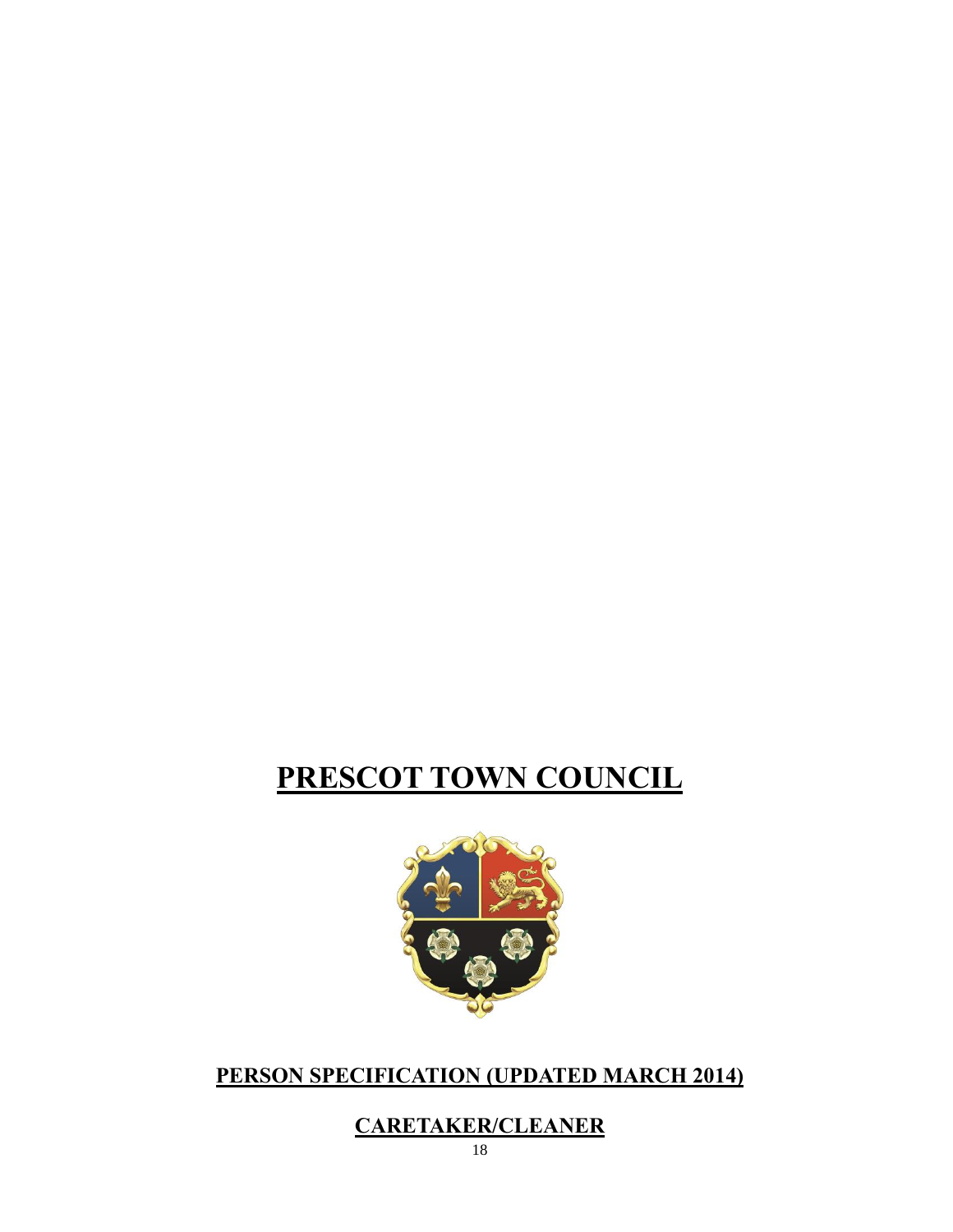# PRESCOT TOWN COUNCIL

## PERSON SPECIFICATION (UPDATED MARCH 2014)

## CARETAKER/CLEANER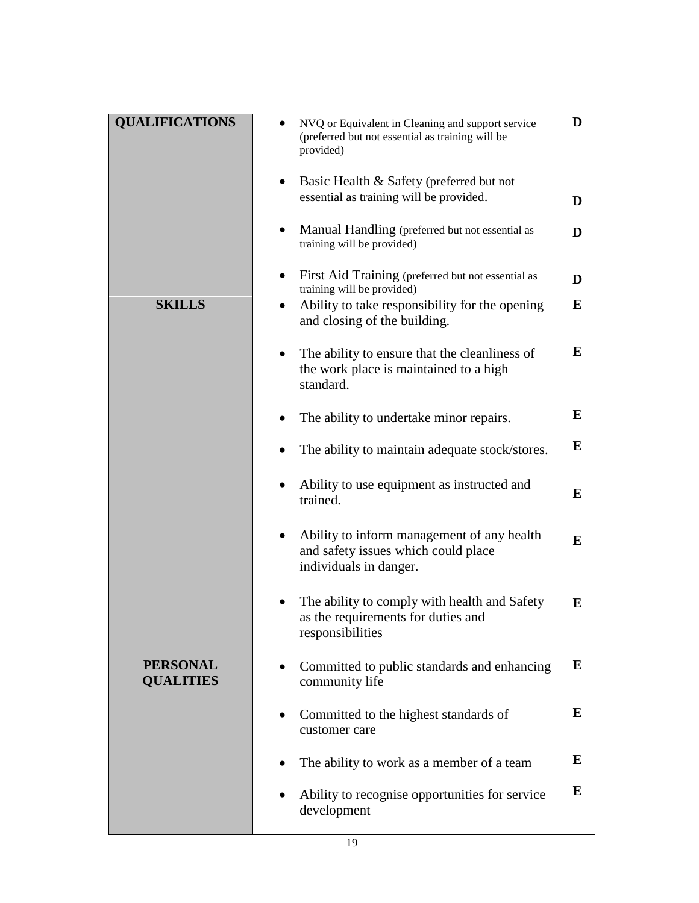| | | |
|---|---|---|
| **QUALIFICATIONS** | • NVQ or Equivalent in Cleaning and support service (preferred but not essential as training will be provided)<br><br>• Basic Health & Safety (preferred but not essential as training will be provided.<br><br>• Manual Handling (preferred but not essential as training will be provided)<br><br>• First Aid Training (preferred but not essential as training will be provided) | **D**<br><br>**D**<br><br>**D**<br><br>**D** |
| **SKILLS** | • Ability to take responsibility for the opening and closing of the building.<br><br>• The ability to ensure that the cleanliness of the work place is maintained to a high standard.<br><br>• The ability to undertake minor repairs.<br><br>• The ability to maintain adequate stock/stores.<br><br>• Ability to use equipment as instructed and trained.<br><br>• Ability to inform management of any health and safety issues which could place individuals in danger.<br><br>• The ability to comply with health and Safety as the requirements for duties and responsibilities | **E**<br><br>**E**<br><br>**E**<br><br>**E**<br><br>**E**<br><br>**E**<br><br>**E** |
| **PERSONAL QUALITIES** | • Committed to public standards and enhancing community life<br><br>• Committed to the highest standards of customer care<br><br>• The ability to work as a member of a team<br><br>• Ability to recognise opportunities for service development | **E**<br><br>**E**<br><br>**E**<br><br>**E** |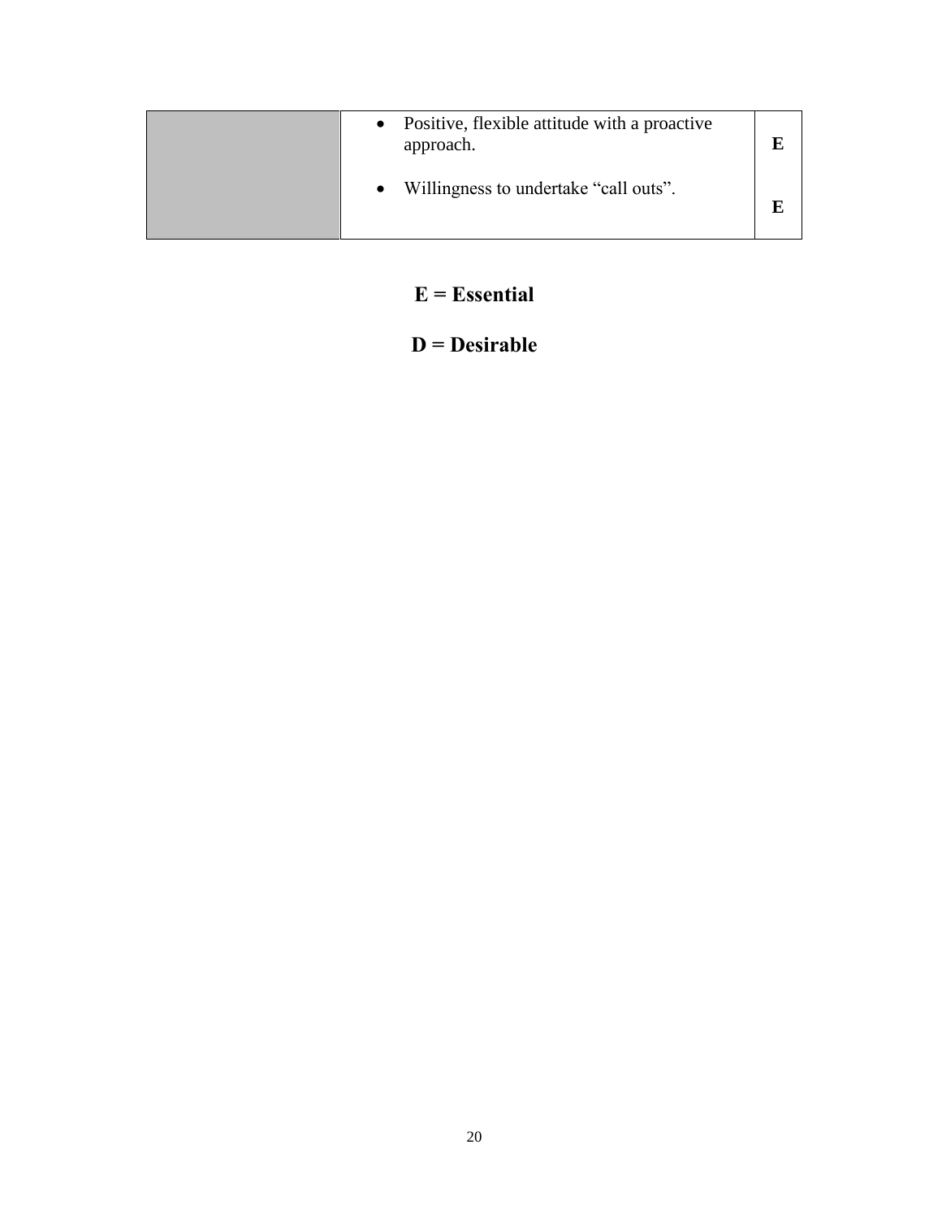| | | |
|---|---|---|
| | • Positive, flexible attitude with a proactive approach.<br><br>• Willingness to undertake “call outs”. | **E**<br><br>**E** |

**E = Essential**

**D = Desirable**